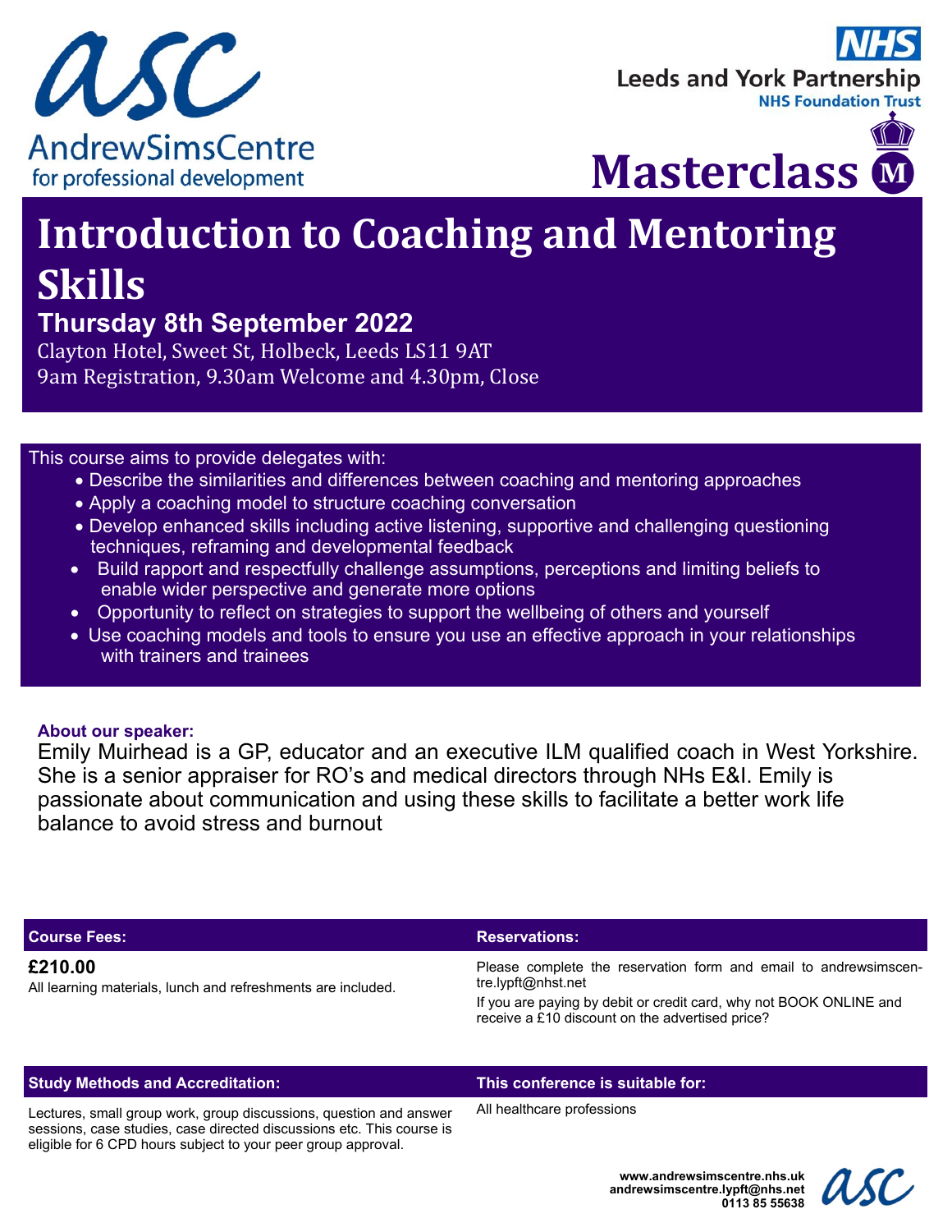asc

AndrewSimsCentre
for professional development

NHS
Leeds and York Partnership
NHS Foundation Trust

Masterclass

# Introduction to Coaching and Mentoring Skills

## Thursday 8th September 2022

Clayton Hotel, Sweet St, Holbeck, Leeds LS11 9AT
9am Registration, 9.30am Welcome and 4.30pm, Close

This course aims to provide delegates with:

- Describe the similarities and differences between coaching and mentoring approaches
- Apply a coaching model to structure coaching conversation
- Develop enhanced skills including active listening, supportive and challenging questioning techniques, reframing and developmental feedback
- Build rapport and respectfully challenge assumptions, perceptions and limiting beliefs to enable wider perspective and generate more options
- Opportunity to reflect on strategies to support the wellbeing of others and yourself
- Use coaching models and tools to ensure you use an effective approach in your relationships with trainers and trainees

**About our speaker:**

Emily Muirhead is a GP, educator and an executive ILM qualified coach in West Yorkshire. She is a senior appraiser for RO's and medical directors through NHs E&I. Emily is passionate about communication and using these skills to facilitate a better work life balance to avoid stress and burnout

**Course Fees:**

**£210.00**
All learning materials, lunch and refreshments are included.

**Reservations:**

Please complete the reservation form and email to andrewsimscentre.lypft@nhst.net

If you are paying by debit or credit card, why not BOOK ONLINE and receive a £10 discount on the advertised price?

**Study Methods and Accreditation:**

Lectures, small group work, group discussions, question and answer sessions, case studies, case directed discussions etc. This course is eligible for 6 CPD hours subject to your peer group approval.

**This conference is suitable for:**

All healthcare professions

**www.andrewsimscentre.nhs.uk**
**andrewsimscentre.lypft@nhs.net**
**0113 85 55638**

asc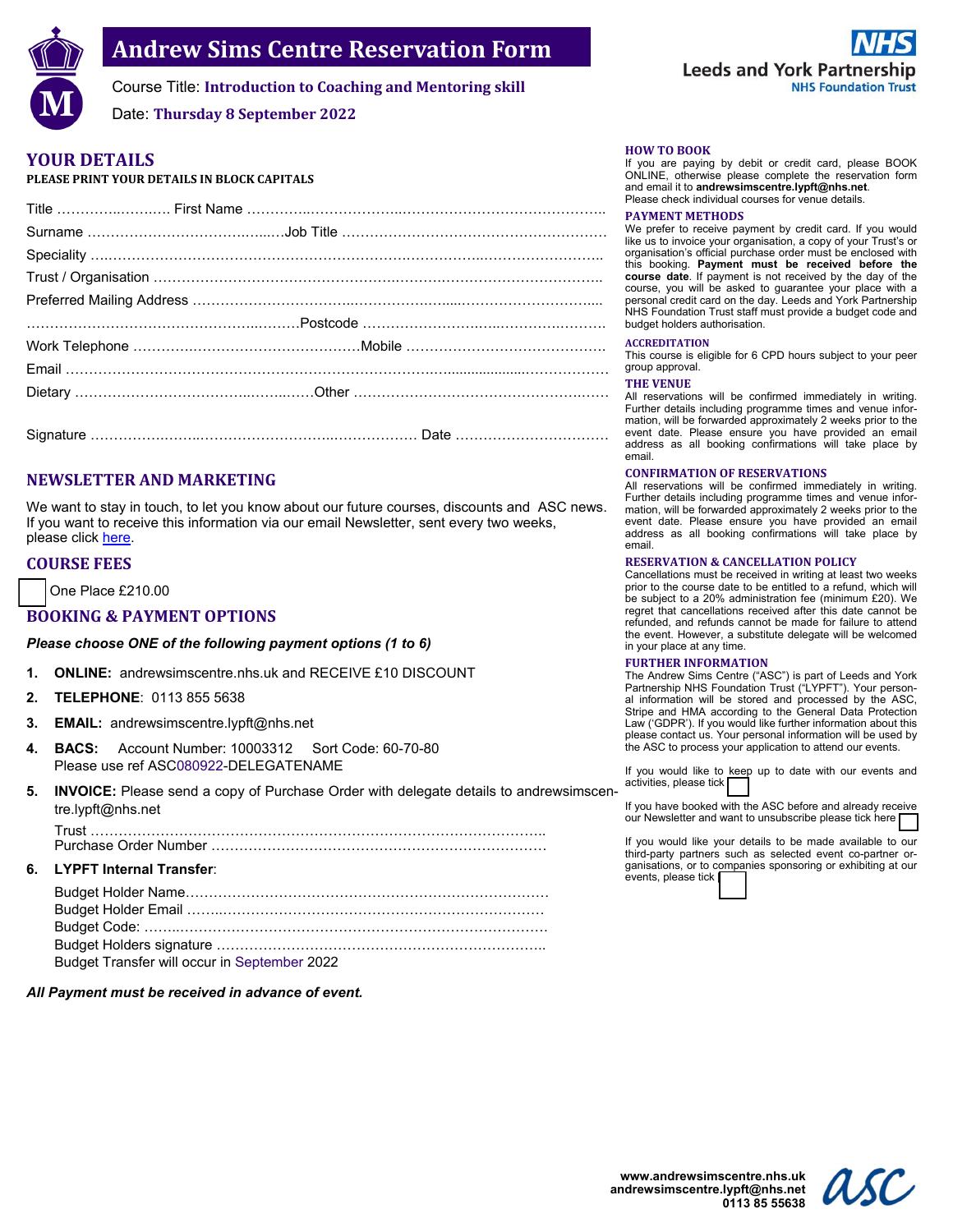# Andrew Sims Centre Reservation Form

Course Title: **Introduction to Coaching and Mentoring skill**

Date: **Thursday 8 September 2022**

## YOUR DETAILS

**PLEASE PRINT YOUR DETAILS IN BLOCK CAPITALS**

Title ………….……….. First Name ……………………………………………………………..

Surname ……………………………………Job Title ……………………………………………

Speciality ………………………………………………………………………………………..

Trust / Organisation ……………………………………………………………………………..

Preferred Mailing Address ……………………………………………………………………....

………………………………………………Postcode ……………………………………………

Work Telephone ……………………………………………Mobile ……………………………….

Email ………………………………………………………………………………………………

Dietary ………………………………………Other ………………………………………………

Signature ……………………………………………………………. Date ……………………………

## NEWSLETTER AND MARKETING

We want to stay in touch, to let you know about our future courses, discounts and ASC news. If you want to receive this information via our email Newsletter, sent every two weeks, please click here.

## COURSE FEES

☐ One Place £210.00

## BOOKING & PAYMENT OPTIONS

***Please choose ONE of the following payment options (1 to 6)***

1. **ONLINE:** andrewsimscentre.nhs.uk and RECEIVE £10 DISCOUNT
2. **TELEPHONE**: 0113 855 5638
3. **EMAIL:** andrewsimscentre.lypft@nhs.net
4. **BACS:** Account Number: 10003312 Sort Code: 60-70-80
   Please use ref ASC080922-DELEGATENAME
5. **INVOICE:** Please send a copy of Purchase Order with delegate details to andrewsimscentre.lypft@nhs.net
   Trust ……………………………………………………………………………………..
   Purchase Order Number ……………………………………………………………….
6. **LYPFT Internal Transfer**:
   Budget Holder Name……………………………………………………………………
   Budget Holder Email ……………………………………………………………………
   Budget Code: ……………………………………………………………………………
   Budget Holders signature ……………………………………………………………..
   Budget Transfer will occur in September 2022

***All Payment must be received in advance of event.***

### HOW TO BOOK

If you are paying by debit or credit card, please BOOK ONLINE, otherwise please complete the reservation form and email it to **andrewsimscentre.lypft@nhs.net**. Please check individual courses for venue details.

### PAYMENT METHODS

We prefer to receive payment by credit card. If you would like us to invoice your organisation, a copy of your Trust's or organisation's official purchase order must be enclosed with this booking. **Payment must be received before the course date**. If payment is not received by the day of the course, you will be asked to guarantee your place with a personal credit card on the day. Leeds and York Partnership NHS Foundation Trust staff must provide a budget code and budget holders authorisation.

### ACCREDITATION

This course is eligible for 6 CPD hours subject to your peer group approval.

### THE VENUE

All reservations will be confirmed immediately in writing. Further details including programme times and venue information, will be forwarded approximately 2 weeks prior to the event date. Please ensure you have provided an email address as all booking confirmations will take place by email.

### CONFIRMATION OF RESERVATIONS

All reservations will be confirmed immediately in writing. Further details including programme times and venue information, will be forwarded approximately 2 weeks prior to the event date. Please ensure you have provided an email address as all booking confirmations will take place by email.

### RESERVATION & CANCELLATION POLICY

Cancellations must be received in writing at least two weeks prior to the course date to be entitled to a refund, which will be subject to a 20% administration fee (minimum £20). We regret that cancellations received after this date cannot be refunded, and refunds cannot be made for failure to attend the event. However, a substitute delegate will be welcomed in your place at any time.

### FURTHER INFORMATION

The Andrew Sims Centre ("ASC") is part of Leeds and York Partnership NHS Foundation Trust ("LYPFT"). Your personal information will be stored and processed by the ASC, Stripe and HMA according to the General Data Protection Law ('GDPR'). If you would like further information about this please contact us. Your personal information will be used by the ASC to process your application to attend our events.

If you would like to keep up to date with our events and activities, please tick ☐

If you have booked with the ASC before and already receive our Newsletter and want to unsubscribe please tick here ☐

If you would like your details to be made available to our third-party partners such as selected event co-partner organisations, or to companies sponsoring or exhibiting at our events, please tick ☐

**www.andrewsimscentre.nhs.uk**
**andrewsimscentre.lypft@nhs.net**
**0113 85 55638**